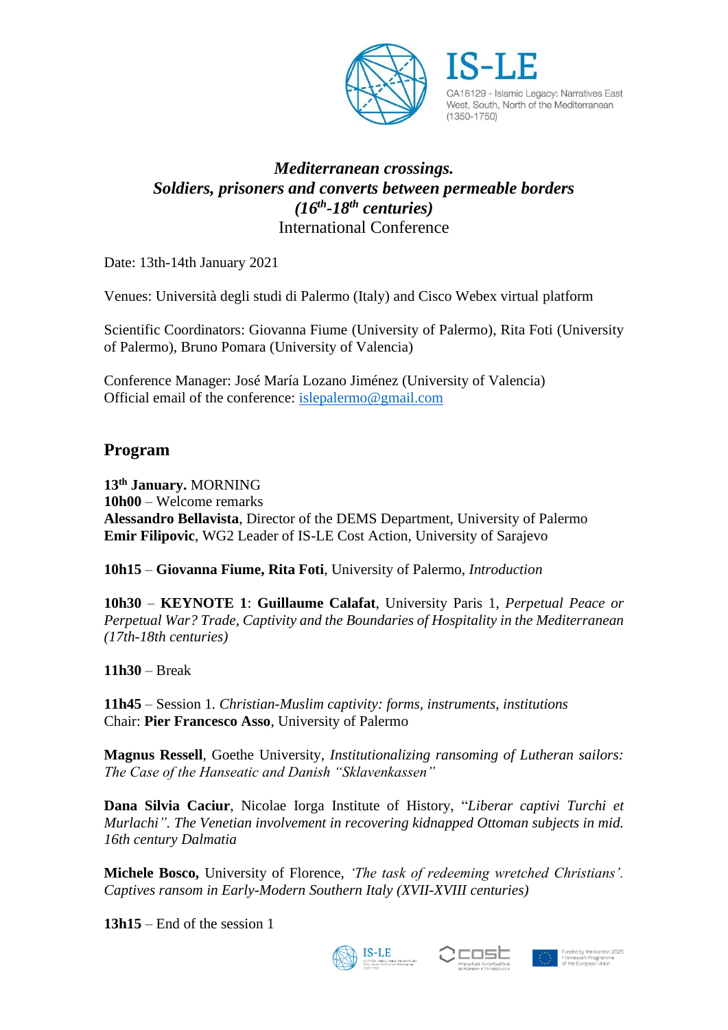IS-LE

CA18129 - Islamic Legacy: Narratives East West, South, North of the Mediterranean (1350-1750)

# *Mediterranean crossings.*
# *Soldiers, prisoners and converts between permeable borders (16th-18th centuries)*
## International Conference

Date: 13th-14th January 2021

Venues: Università degli studi di Palermo (Italy) and Cisco Webex virtual platform

Scientific Coordinators: Giovanna Fiume (University of Palermo), Rita Foti (University of Palermo), Bruno Pomara (University of Valencia)

Conference Manager: José María Lozano Jiménez (University of Valencia)
Official email of the conference: islepalermo@gmail.com

## Program

**13th January.** MORNING
**10h00** – Welcome remarks
**Alessandro Bellavista**, Director of the DEMS Department, University of Palermo
**Emir Filipovic**, WG2 Leader of IS-LE Cost Action, University of Sarajevo

**10h15** – **Giovanna Fiume, Rita Foti**, University of Palermo, *Introduction*

**10h30** – **KEYNOTE 1**: **Guillaume Calafat**, University Paris 1, *Perpetual Peace or Perpetual War? Trade, Captivity and the Boundaries of Hospitality in the Mediterranean (17th-18th centuries)*

**11h30** – Break

**11h45** – Session 1. *Christian-Muslim captivity: forms, instruments, institutions*
Chair: **Pier Francesco Asso**, University of Palermo

**Magnus Ressell**, Goethe University, *Institutionalizing ransoming of Lutheran sailors: The Case of the Hanseatic and Danish "Sklavenkassen"*

**Dana Silvia Caciur**, Nicolae Iorga Institute of History, "*Liberar captivi Turchi et Murlachi". The Venetian involvement in recovering kidnapped Ottoman subjects in mid. 16th century Dalmatia*

**Michele Bosco,** University of Florence, *'The task of redeeming wretched Christians'. Captives ransom in Early-Modern Southern Italy (XVII-XVIII centuries)*

**13h15** – End of the session 1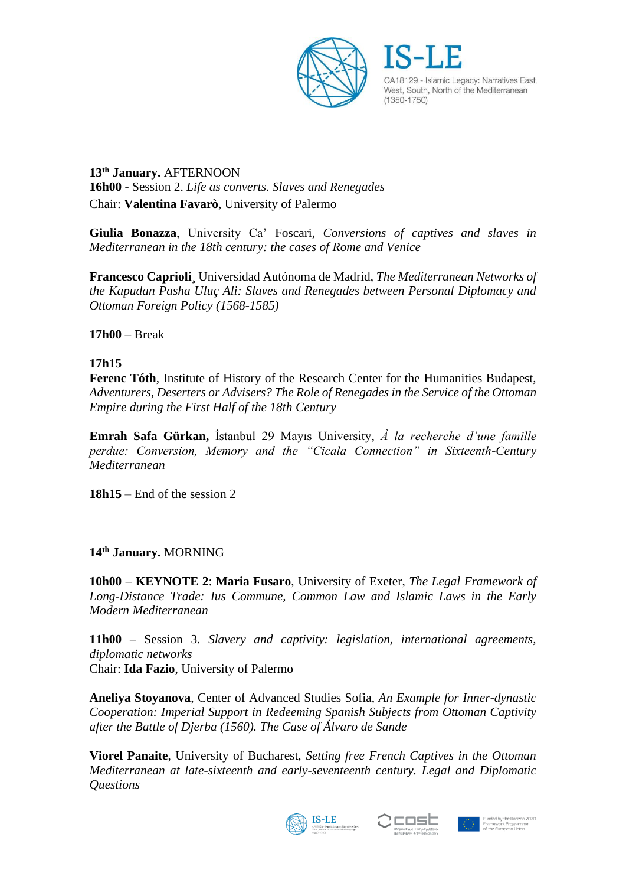**13th January.** AFTERNOON
**16h00** - Session 2. *Life as converts. Slaves and Renegades*
Chair: **Valentina Favarò**, University of Palermo

**Giulia Bonazza**, University Ca' Foscari, *Conversions of captives and slaves in Mediterranean in the 18th century: the cases of Rome and Venice*

**Francesco Caprioli**¸ Universidad Autónoma de Madrid, *The Mediterranean Networks of the Kapudan Pasha Uluç Ali: Slaves and Renegades between Personal Diplomacy and Ottoman Foreign Policy (1568-1585)*

**17h00** – Break

**17h15**
**Ferenc Tóth**, Institute of History of the Research Center for the Humanities Budapest, *Adventurers, Deserters or Advisers? The Role of Renegades in the Service of the Ottoman Empire during the First Half of the 18th Century*

**Emrah Safa Gürkan,** İstanbul 29 Mayıs University, *À la recherche d'une famille perdue: Conversion, Memory and the "Cicala Connection" in Sixteenth-Century Mediterranean*

**18h15** – End of the session 2

**14th January.** MORNING

**10h00** – **KEYNOTE 2**: **Maria Fusaro**, University of Exeter, *The Legal Framework of Long-Distance Trade: Ius Commune, Common Law and Islamic Laws in the Early Modern Mediterranean*

**11h00** – Session 3. *Slavery and captivity: legislation, international agreements, diplomatic networks*
Chair: **Ida Fazio**, University of Palermo

**Aneliya Stoyanova**, Center of Advanced Studies Sofia, *An Example for Inner-dynastic Cooperation: Imperial Support in Redeeming Spanish Subjects from Ottoman Captivity after the Battle of Djerba (1560). The Case of Álvaro de Sande*

**Viorel Panaite**, University of Bucharest, *Setting free French Captives in the Ottoman Mediterranean at late-sixteenth and early-seventeenth century. Legal and Diplomatic Questions*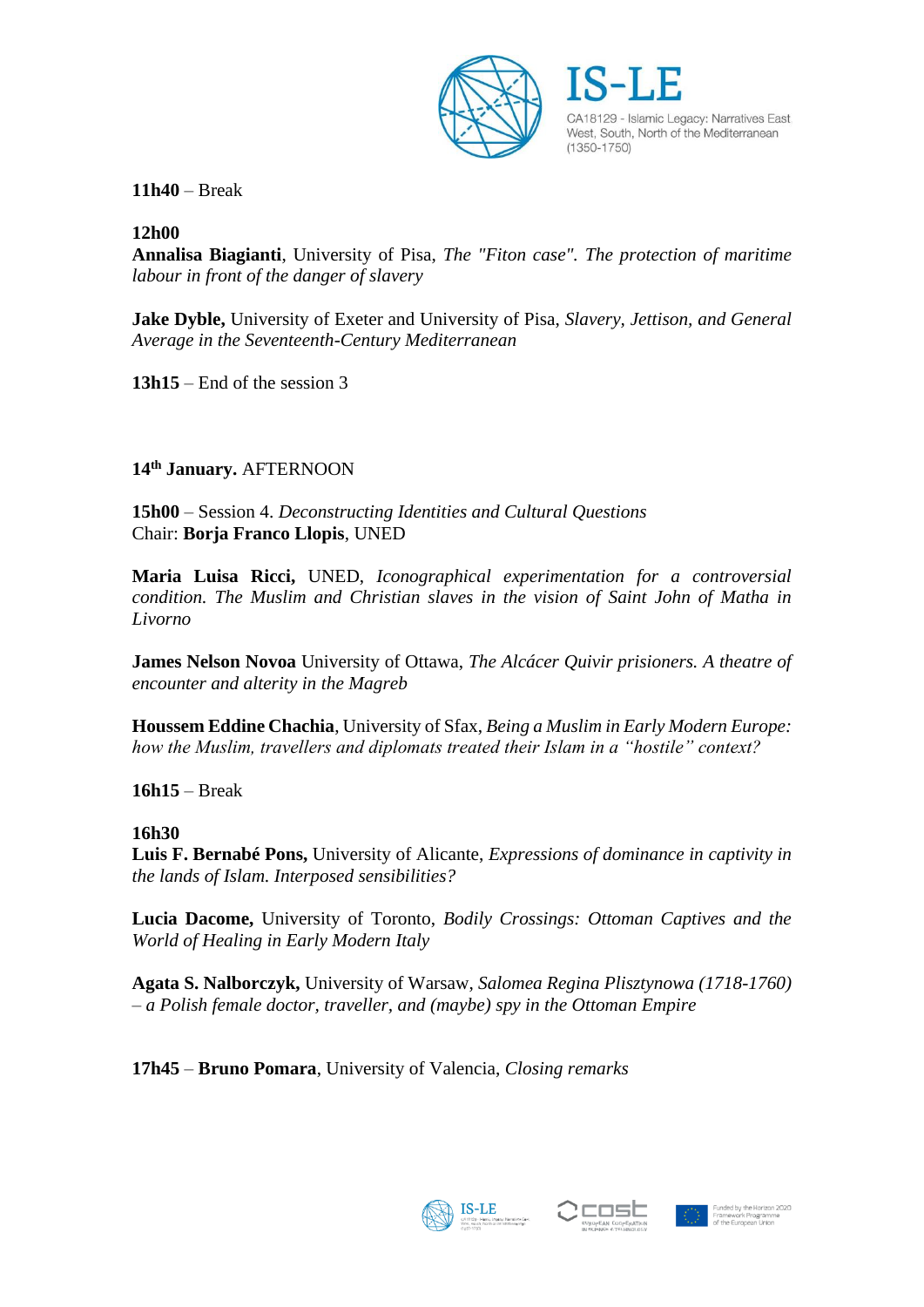**11h40** – Break

**12h00**
**Annalisa Biagianti**, University of Pisa, *The "Fiton case". The protection of maritime labour in front of the danger of slavery*

**Jake Dyble,** University of Exeter and University of Pisa, *Slavery, Jettison, and General Average in the Seventeenth-Century Mediterranean*

**13h15** – End of the session 3

**14th January.** AFTERNOON

**15h00** – Session 4. *Deconstructing Identities and Cultural Questions*
Chair: **Borja Franco Llopis**, UNED

**Maria Luisa Ricci,** UNED, *Iconographical experimentation for a controversial condition. The Muslim and Christian slaves in the vision of Saint John of Matha in Livorno*

**James Nelson Novoa** University of Ottawa, *The Alcácer Quivir prisioners. A theatre of encounter and alterity in the Magreb*

**Houssem Eddine Chachia**, University of Sfax, *Being a Muslim in Early Modern Europe: how the Muslim, travellers and diplomats treated their Islam in a "hostile" context?*

**16h15** – Break

**16h30**
**Luis F. Bernabé Pons,** University of Alicante, *Expressions of dominance in captivity in the lands of Islam. Interposed sensibilities?*

**Lucia Dacome,** University of Toronto, *Bodily Crossings: Ottoman Captives and the World of Healing in Early Modern Italy*

**Agata S. Nalborczyk,** University of Warsaw, *Salomea Regina Plisztynowa (1718-1760) – a Polish female doctor, traveller, and (maybe) spy in the Ottoman Empire*

**17h45** – **Bruno Pomara**, University of Valencia, *Closing remarks*